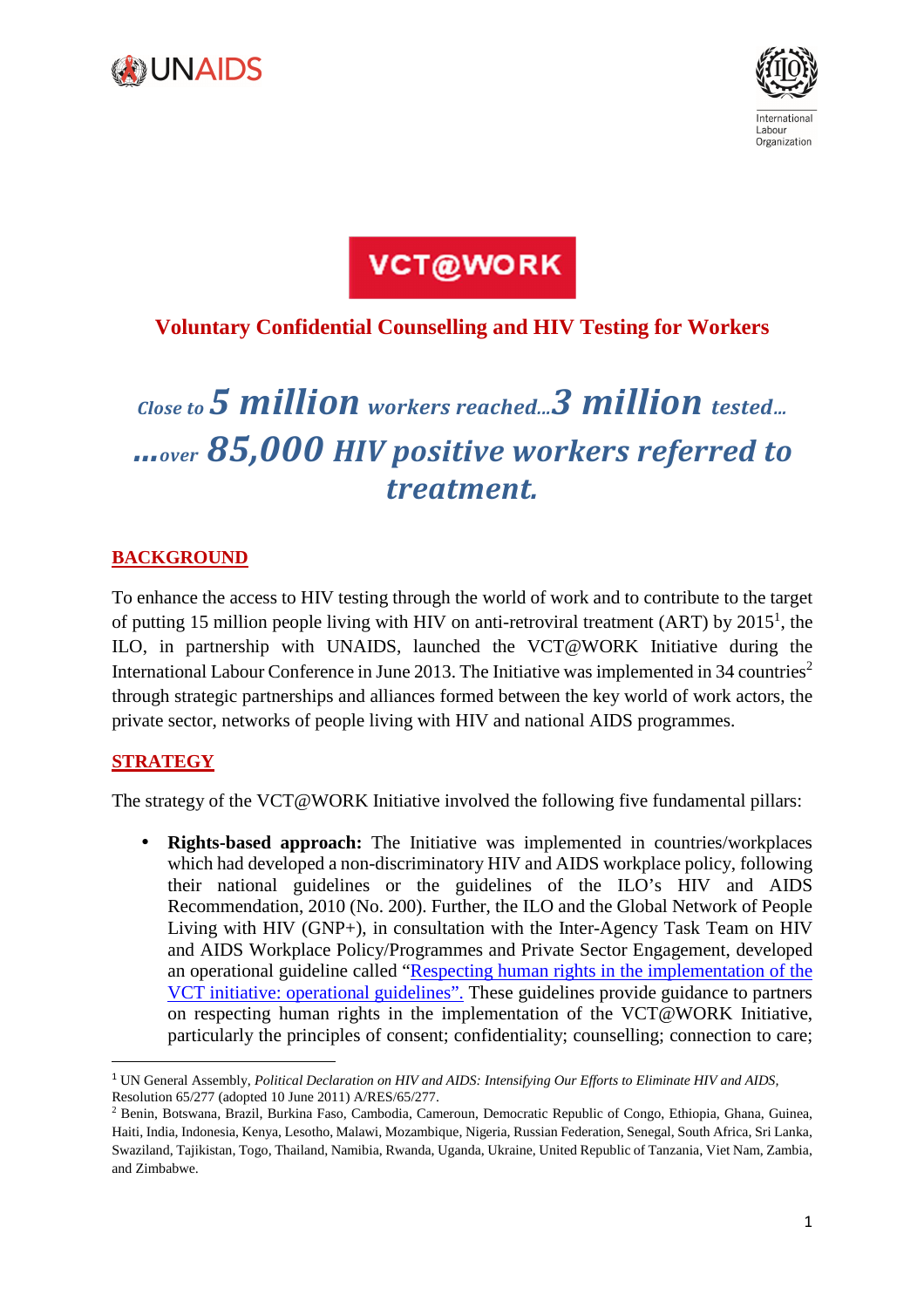UNAIDS

International Labour Organization

# VCT@WORK

## Voluntary Confidential Counselling and HIV Testing for Workers

### *Close to 5 million workers reached…3 million tested… …over 85,000 HIV positive workers referred to treatment.*

## BACKGROUND

To enhance the access to HIV testing through the world of work and to contribute to the target of putting 15 million people living with HIV on anti-retroviral treatment (ART) by 2015[1], the ILO, in partnership with UNAIDS, launched the VCT@WORK Initiative during the International Labour Conference in June 2013. The Initiative was implemented in 34 countries[2] through strategic partnerships and alliances formed between the key world of work actors, the private sector, networks of people living with HIV and national AIDS programmes.

## STRATEGY

The strategy of the VCT@WORK Initiative involved the following five fundamental pillars:

- **Rights-based approach:** The Initiative was implemented in countries/workplaces which had developed a non-discriminatory HIV and AIDS workplace policy, following their national guidelines or the guidelines of the ILO's HIV and AIDS Recommendation, 2010 (No. 200). Further, the ILO and the Global Network of People Living with HIV (GNP+), in consultation with the Inter-Agency Task Team on HIV and AIDS Workplace Policy/Programmes and Private Sector Engagement, developed an operational guideline called "Respecting human rights in the implementation of the VCT initiative: operational guidelines". These guidelines provide guidance to partners on respecting human rights in the implementation of the VCT@WORK Initiative, particularly the principles of consent; confidentiality; counselling; connection to care;

[1] UN General Assembly, *Political Declaration on HIV and AIDS: Intensifying Our Efforts to Eliminate HIV and AIDS*, Resolution 65/277 (adopted 10 June 2011) A/RES/65/277.

[2] Benin, Botswana, Brazil, Burkina Faso, Cambodia, Cameroun, Democratic Republic of Congo, Ethiopia, Ghana, Guinea, Haiti, India, Indonesia, Kenya, Lesotho, Malawi, Mozambique, Nigeria, Russian Federation, Senegal, South Africa, Sri Lanka, Swaziland, Tajikistan, Togo, Thailand, Namibia, Rwanda, Uganda, Ukraine, United Republic of Tanzania, Viet Nam, Zambia, and Zimbabwe.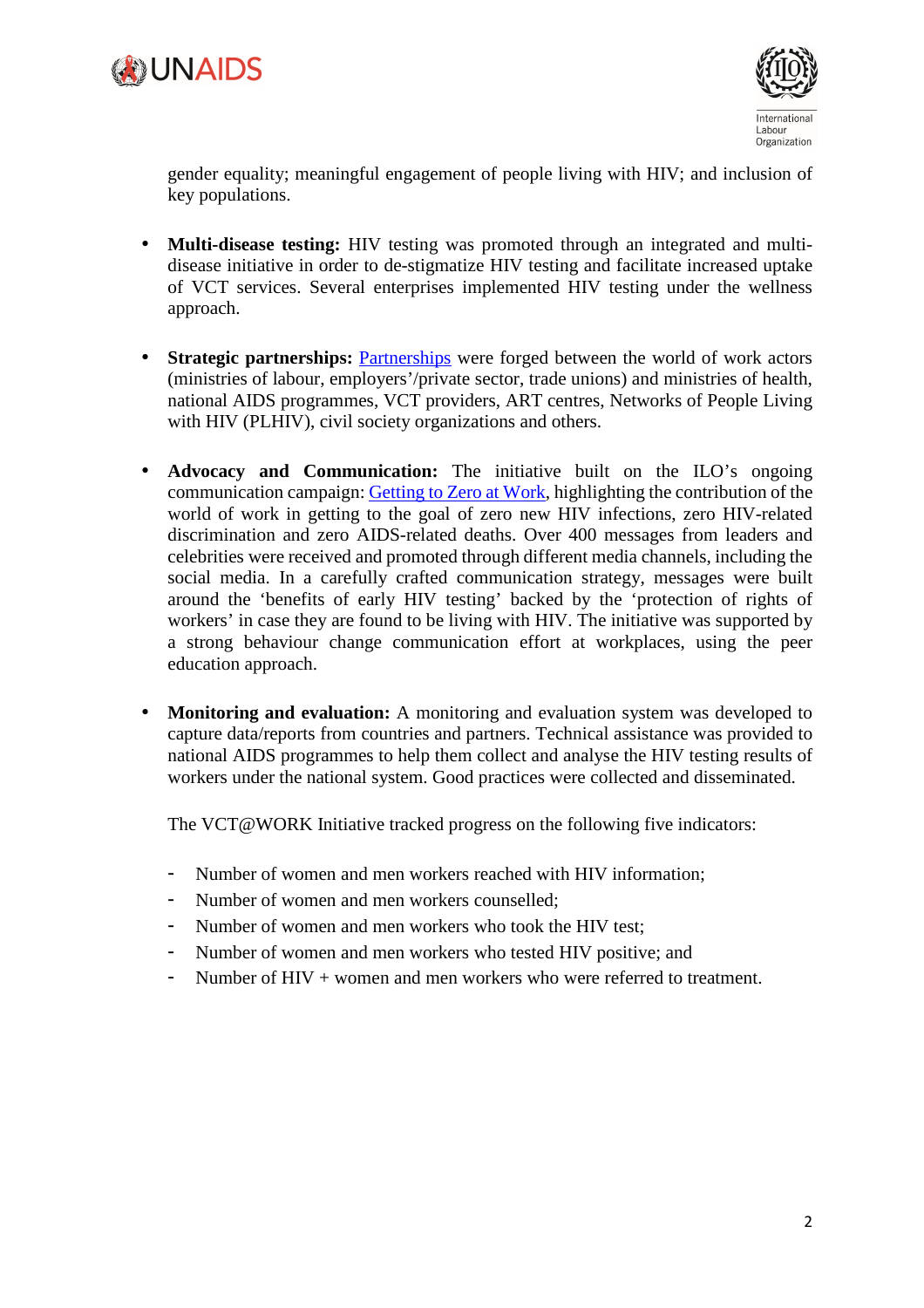gender equality; meaningful engagement of people living with HIV; and inclusion of key populations.

- **Multi-disease testing:** HIV testing was promoted through an integrated and multi-disease initiative in order to de-stigmatize HIV testing and facilitate increased uptake of VCT services. Several enterprises implemented HIV testing under the wellness approach.

- **Strategic partnerships:** Partnerships were forged between the world of work actors (ministries of labour, employers'/private sector, trade unions) and ministries of health, national AIDS programmes, VCT providers, ART centres, Networks of People Living with HIV (PLHIV), civil society organizations and others.

- **Advocacy and Communication:** The initiative built on the ILO's ongoing communication campaign: Getting to Zero at Work, highlighting the contribution of the world of work in getting to the goal of zero new HIV infections, zero HIV-related discrimination and zero AIDS-related deaths. Over 400 messages from leaders and celebrities were received and promoted through different media channels, including the social media. In a carefully crafted communication strategy, messages were built around the 'benefits of early HIV testing' backed by the 'protection of rights of workers' in case they are found to be living with HIV. The initiative was supported by a strong behaviour change communication effort at workplaces, using the peer education approach.

- **Monitoring and evaluation:** A monitoring and evaluation system was developed to capture data/reports from countries and partners. Technical assistance was provided to national AIDS programmes to help them collect and analyse the HIV testing results of workers under the national system. Good practices were collected and disseminated.

  The VCT@WORK Initiative tracked progress on the following five indicators:

  - Number of women and men workers reached with HIV information;
  - Number of women and men workers counselled;
  - Number of women and men workers who took the HIV test;
  - Number of women and men workers who tested HIV positive; and
  - Number of HIV + women and men workers who were referred to treatment.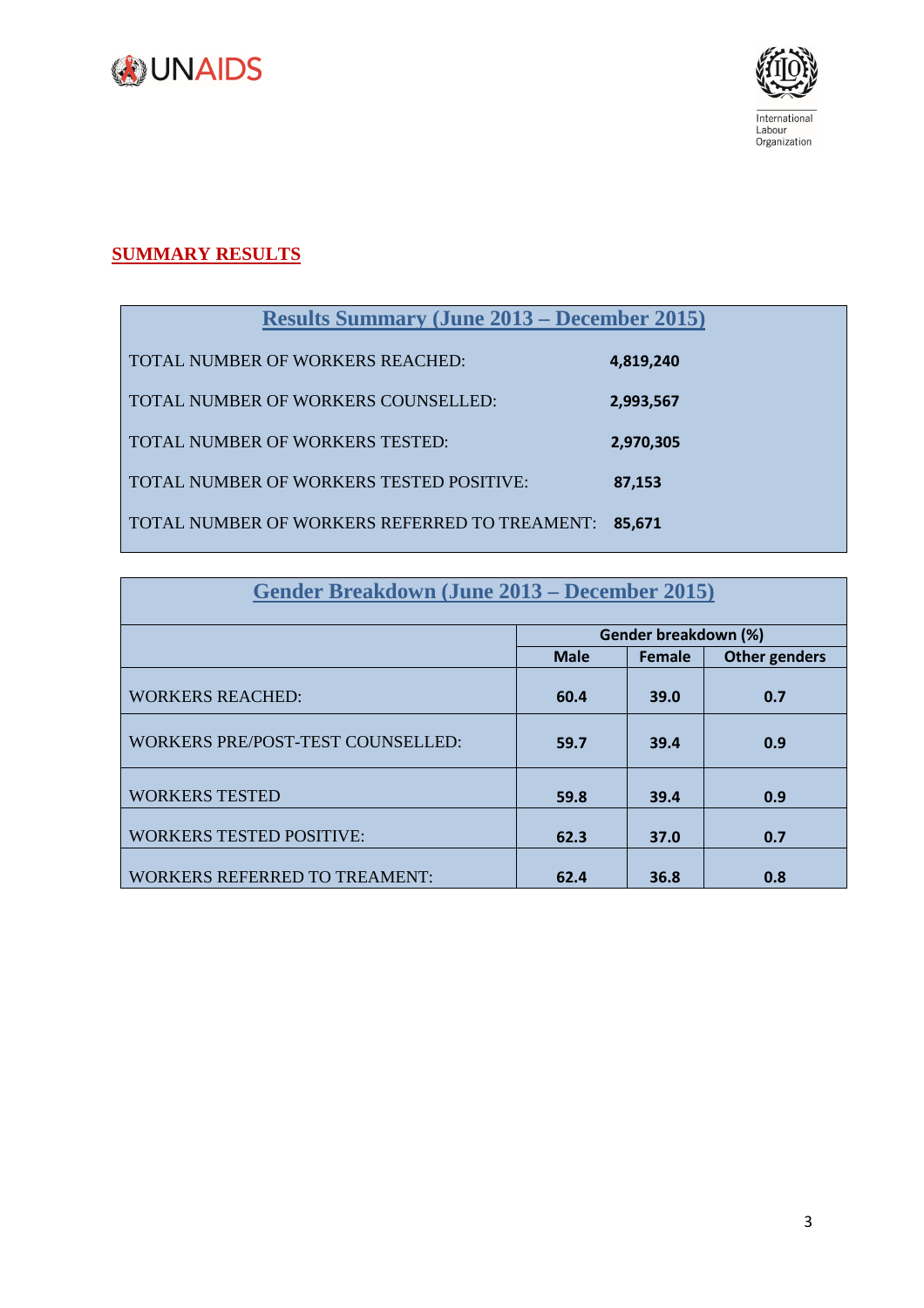## SUMMARY RESULTS

| Results Summary (June 2013 – December 2015) | |
|---|---|
| TOTAL NUMBER OF WORKERS REACHED: | **4,819,240** |
| TOTAL NUMBER OF WORKERS COUNSELLED: | **2,993,567** |
| TOTAL NUMBER OF WORKERS TESTED: | **2,970,305** |
| TOTAL NUMBER OF WORKERS TESTED POSITIVE: | **87,153** |
| TOTAL NUMBER OF WORKERS REFERRED TO TREAMENT: | **85,671** |

| Gender Breakdown (June 2013 – December 2015) | | | |
|---|---|---|---|
| | **Gender breakdown (%)** | | |
| | **Male** | **Female** | **Other genders** |
| WORKERS REACHED: | **60.4** | **39.0** | **0.7** |
| WORKERS PRE/POST-TEST COUNSELLED: | **59.7** | **39.4** | **0.9** |
| WORKERS TESTED | **59.8** | **39.4** | **0.9** |
| WORKERS TESTED POSITIVE: | **62.3** | **37.0** | **0.7** |
| WORKERS REFERRED TO TREAMENT: | **62.4** | **36.8** | **0.8** |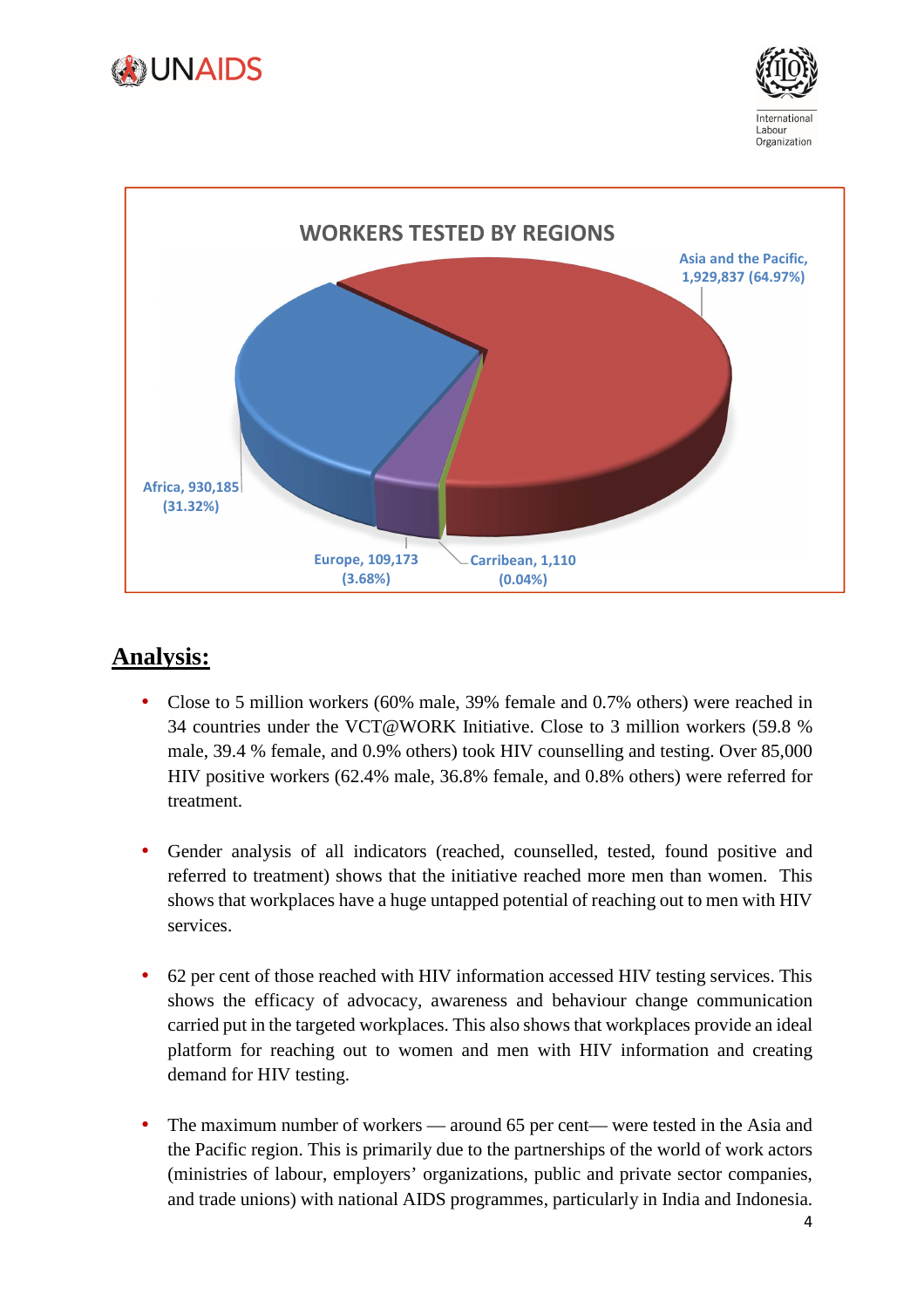**WORKERS TESTED BY REGIONS**

Asia and the Pacific, 1,929,837 (64.97%)

Africa, 930,185 (31.32%)

Europe, 109,173 (3.68%)

Carribean, 1,110 (0.04%)

## Analysis:

- Close to 5 million workers (60% male, 39% female and 0.7% others) were reached in 34 countries under the VCT@WORK Initiative. Close to 3 million workers (59.8 % male, 39.4 % female, and 0.9% others) took HIV counselling and testing. Over 85,000 HIV positive workers (62.4% male, 36.8% female, and 0.8% others) were referred for treatment.

- Gender analysis of all indicators (reached, counselled, tested, found positive and referred to treatment) shows that the initiative reached more men than women. This shows that workplaces have a huge untapped potential of reaching out to men with HIV services.

- 62 per cent of those reached with HIV information accessed HIV testing services. This shows the efficacy of advocacy, awareness and behaviour change communication carried put in the targeted workplaces. This also shows that workplaces provide an ideal platform for reaching out to women and men with HIV information and creating demand for HIV testing.

- The maximum number of workers — around 65 per cent— were tested in the Asia and the Pacific region. This is primarily due to the partnerships of the world of work actors (ministries of labour, employers' organizations, public and private sector companies, and trade unions) with national AIDS programmes, particularly in India and Indonesia.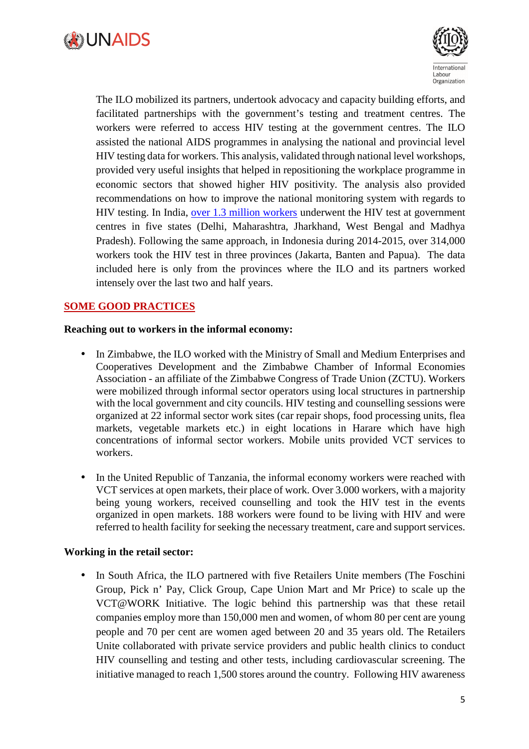The ILO mobilized its partners, undertook advocacy and capacity building efforts, and facilitated partnerships with the government's testing and treatment centres. The workers were referred to access HIV testing at the government centres. The ILO assisted the national AIDS programmes in analysing the national and provincial level HIV testing data for workers. This analysis, validated through national level workshops, provided very useful insights that helped in repositioning the workplace programme in economic sectors that showed higher HIV positivity. The analysis also provided recommendations on how to improve the national monitoring system with regards to HIV testing. In India, over 1.3 million workers underwent the HIV test at government centres in five states (Delhi, Maharashtra, Jharkhand, West Bengal and Madhya Pradesh). Following the same approach, in Indonesia during 2014-2015, over 314,000 workers took the HIV test in three provinces (Jakarta, Banten and Papua). The data included here is only from the provinces where the ILO and its partners worked intensely over the last two and half years.

## SOME GOOD PRACTICES

**Reaching out to workers in the informal economy:**

- In Zimbabwe, the ILO worked with the Ministry of Small and Medium Enterprises and Cooperatives Development and the Zimbabwe Chamber of Informal Economies Association - an affiliate of the Zimbabwe Congress of Trade Union (ZCTU). Workers were mobilized through informal sector operators using local structures in partnership with the local government and city councils. HIV testing and counselling sessions were organized at 22 informal sector work sites (car repair shops, food processing units, flea markets, vegetable markets etc.) in eight locations in Harare which have high concentrations of informal sector workers. Mobile units provided VCT services to workers.

- In the United Republic of Tanzania, the informal economy workers were reached with VCT services at open markets, their place of work. Over 3.000 workers, with a majority being young workers, received counselling and took the HIV test in the events organized in open markets. 188 workers were found to be living with HIV and were referred to health facility for seeking the necessary treatment, care and support services.

**Working in the retail sector:**

- In South Africa, the ILO partnered with five Retailers Unite members (The Foschini Group, Pick n' Pay, Click Group, Cape Union Mart and Mr Price) to scale up the VCT@WORK Initiative. The logic behind this partnership was that these retail companies employ more than 150,000 men and women, of whom 80 per cent are young people and 70 per cent are women aged between 20 and 35 years old. The Retailers Unite collaborated with private service providers and public health clinics to conduct HIV counselling and testing and other tests, including cardiovascular screening. The initiative managed to reach 1,500 stores around the country. Following HIV awareness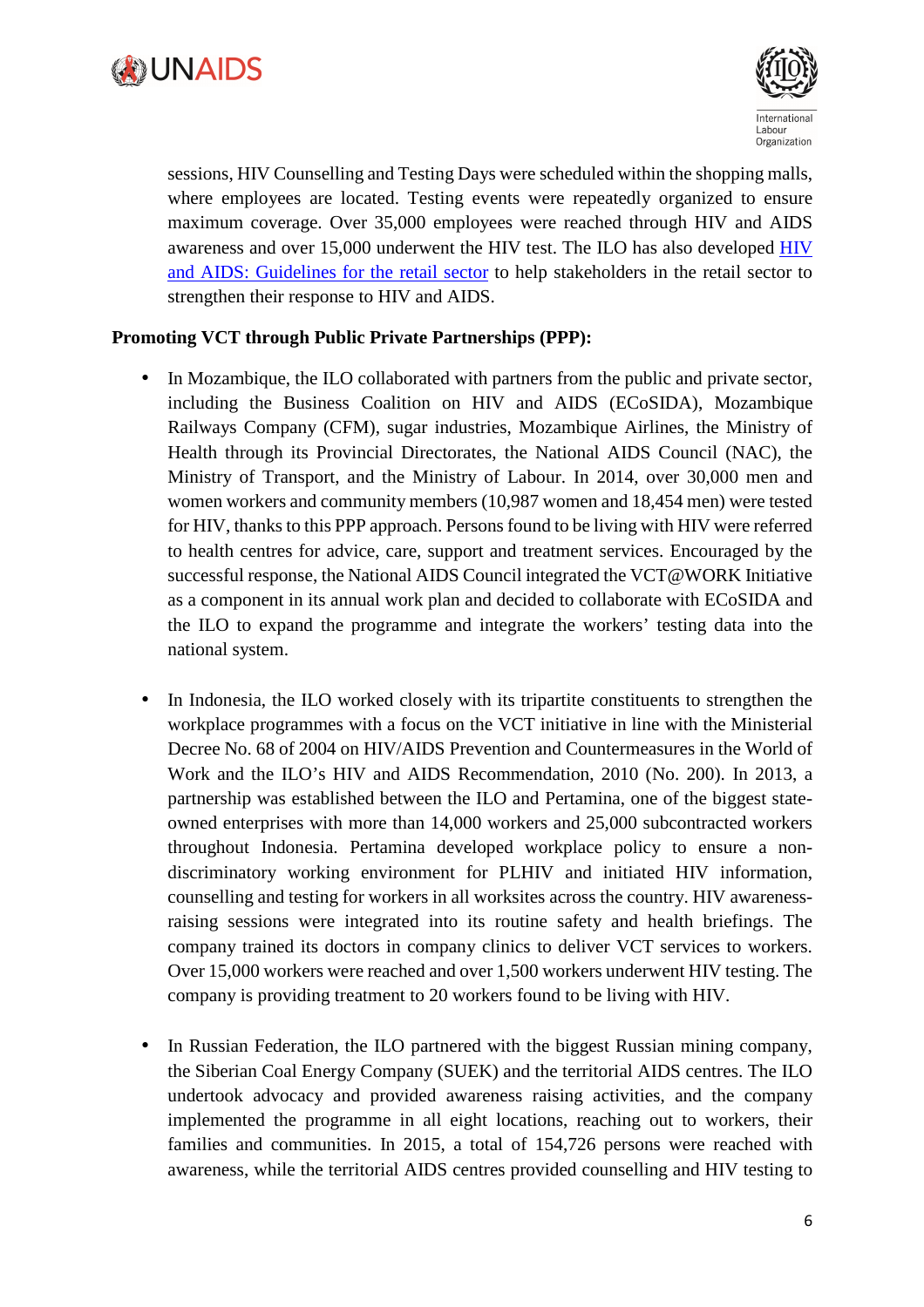sessions, HIV Counselling and Testing Days were scheduled within the shopping malls, where employees are located. Testing events were repeatedly organized to ensure maximum coverage. Over 35,000 employees were reached through HIV and AIDS awareness and over 15,000 underwent the HIV test. The ILO has also developed [HIV and AIDS: Guidelines for the retail sector]() to help stakeholders in the retail sector to strengthen their response to HIV and AIDS.

**Promoting VCT through Public Private Partnerships (PPP):**

- In Mozambique, the ILO collaborated with partners from the public and private sector, including the Business Coalition on HIV and AIDS (ECoSIDA), Mozambique Railways Company (CFM), sugar industries, Mozambique Airlines, the Ministry of Health through its Provincial Directorates, the National AIDS Council (NAC), the Ministry of Transport, and the Ministry of Labour. In 2014, over 30,000 men and women workers and community members (10,987 women and 18,454 men) were tested for HIV, thanks to this PPP approach. Persons found to be living with HIV were referred to health centres for advice, care, support and treatment services. Encouraged by the successful response, the National AIDS Council integrated the VCT@WORK Initiative as a component in its annual work plan and decided to collaborate with ECoSIDA and the ILO to expand the programme and integrate the workers' testing data into the national system.

- In Indonesia, the ILO worked closely with its tripartite constituents to strengthen the workplace programmes with a focus on the VCT initiative in line with the Ministerial Decree No. 68 of 2004 on HIV/AIDS Prevention and Countermeasures in the World of Work and the ILO's HIV and AIDS Recommendation, 2010 (No. 200). In 2013, a partnership was established between the ILO and Pertamina, one of the biggest state-owned enterprises with more than 14,000 workers and 25,000 subcontracted workers throughout Indonesia. Pertamina developed workplace policy to ensure a non-discriminatory working environment for PLHIV and initiated HIV information, counselling and testing for workers in all worksites across the country. HIV awareness-raising sessions were integrated into its routine safety and health briefings. The company trained its doctors in company clinics to deliver VCT services to workers. Over 15,000 workers were reached and over 1,500 workers underwent HIV testing. The company is providing treatment to 20 workers found to be living with HIV.

- In Russian Federation, the ILO partnered with the biggest Russian mining company, the Siberian Coal Energy Company (SUEK) and the territorial AIDS centres. The ILO undertook advocacy and provided awareness raising activities, and the company implemented the programme in all eight locations, reaching out to workers, their families and communities. In 2015, a total of 154,726 persons were reached with awareness, while the territorial AIDS centres provided counselling and HIV testing to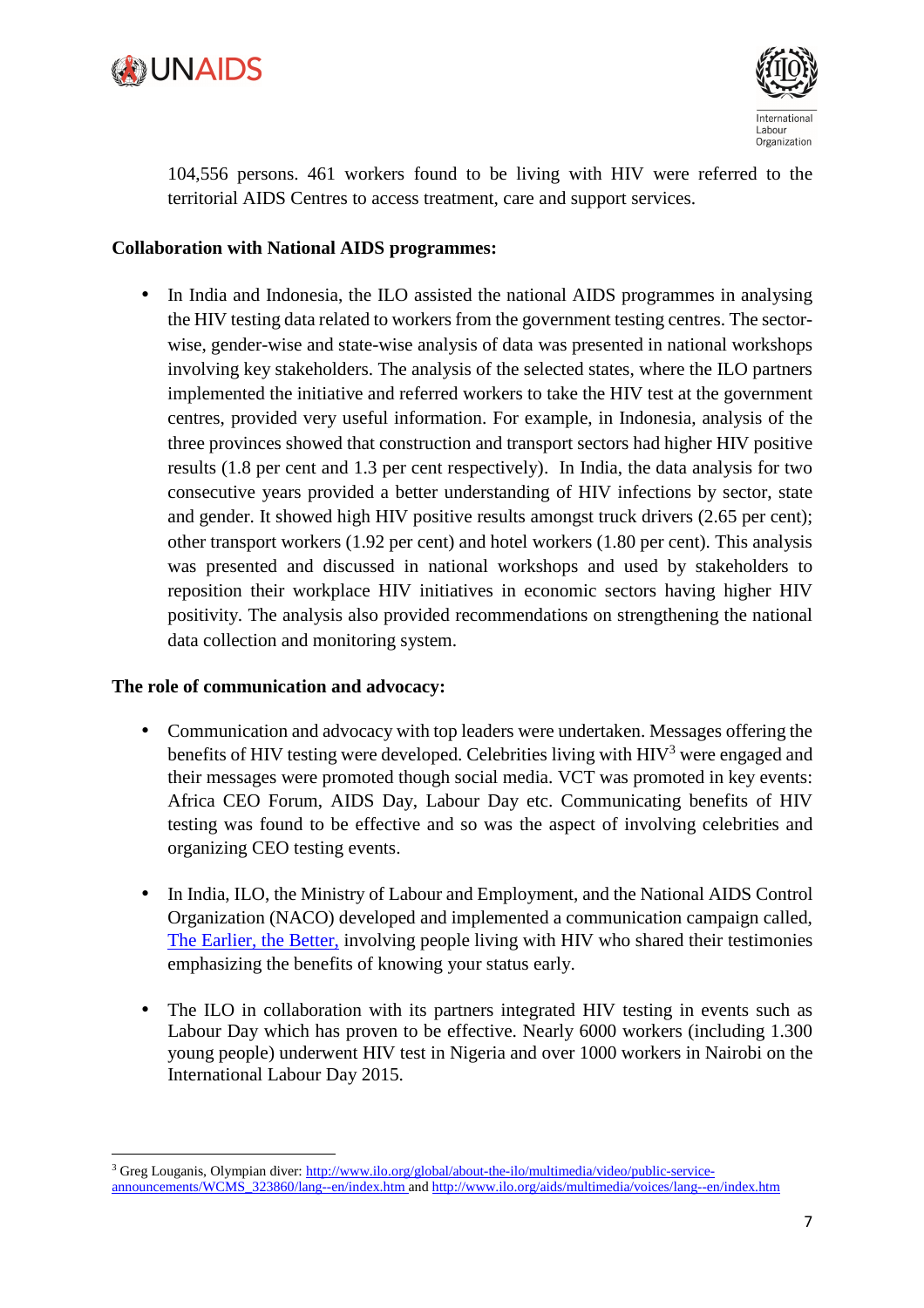104,556 persons. 461 workers found to be living with HIV were referred to the territorial AIDS Centres to access treatment, care and support services.

**Collaboration with National AIDS programmes:**

- In India and Indonesia, the ILO assisted the national AIDS programmes in analysing the HIV testing data related to workers from the government testing centres. The sector-wise, gender-wise and state-wise analysis of data was presented in national workshops involving key stakeholders. The analysis of the selected states, where the ILO partners implemented the initiative and referred workers to take the HIV test at the government centres, provided very useful information. For example, in Indonesia, analysis of the three provinces showed that construction and transport sectors had higher HIV positive results (1.8 per cent and 1.3 per cent respectively). In India, the data analysis for two consecutive years provided a better understanding of HIV infections by sector, state and gender. It showed high HIV positive results amongst truck drivers (2.65 per cent); other transport workers (1.92 per cent) and hotel workers (1.80 per cent). This analysis was presented and discussed in national workshops and used by stakeholders to reposition their workplace HIV initiatives in economic sectors having higher HIV positivity. The analysis also provided recommendations on strengthening the national data collection and monitoring system.

**The role of communication and advocacy:**

- Communication and advocacy with top leaders were undertaken. Messages offering the benefits of HIV testing were developed. Celebrities living with HIV[3] were engaged and their messages were promoted though social media. VCT was promoted in key events: Africa CEO Forum, AIDS Day, Labour Day etc. Communicating benefits of HIV testing was found to be effective and so was the aspect of involving celebrities and organizing CEO testing events.

- In India, ILO, the Ministry of Labour and Employment, and the National AIDS Control Organization (NACO) developed and implemented a communication campaign called, The Earlier, the Better, involving people living with HIV who shared their testimonies emphasizing the benefits of knowing your status early.

- The ILO in collaboration with its partners integrated HIV testing in events such as Labour Day which has proven to be effective. Nearly 6000 workers (including 1.300 young people) underwent HIV test in Nigeria and over 1000 workers in Nairobi on the International Labour Day 2015.

---

[3] Greg Louganis, Olympian diver: http://www.ilo.org/global/about-the-ilo/multimedia/video/public-service-announcements/WCMS_323860/lang--en/index.htm and http://www.ilo.org/aids/multimedia/voices/lang--en/index.htm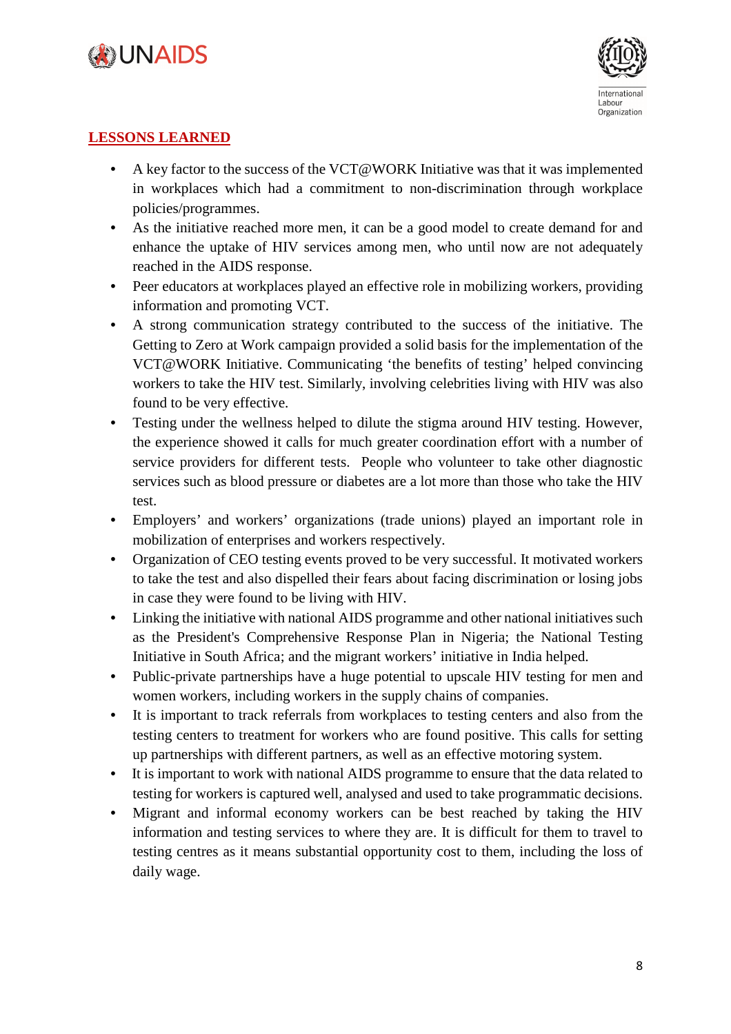## LESSONS LEARNED

- A key factor to the success of the VCT@WORK Initiative was that it was implemented in workplaces which had a commitment to non-discrimination through workplace policies/programmes.
- As the initiative reached more men, it can be a good model to create demand for and enhance the uptake of HIV services among men, who until now are not adequately reached in the AIDS response.
- Peer educators at workplaces played an effective role in mobilizing workers, providing information and promoting VCT.
- A strong communication strategy contributed to the success of the initiative. The Getting to Zero at Work campaign provided a solid basis for the implementation of the VCT@WORK Initiative. Communicating 'the benefits of testing' helped convincing workers to take the HIV test. Similarly, involving celebrities living with HIV was also found to be very effective.
- Testing under the wellness helped to dilute the stigma around HIV testing. However, the experience showed it calls for much greater coordination effort with a number of service providers for different tests. People who volunteer to take other diagnostic services such as blood pressure or diabetes are a lot more than those who take the HIV test.
- Employers' and workers' organizations (trade unions) played an important role in mobilization of enterprises and workers respectively.
- Organization of CEO testing events proved to be very successful. It motivated workers to take the test and also dispelled their fears about facing discrimination or losing jobs in case they were found to be living with HIV.
- Linking the initiative with national AIDS programme and other national initiatives such as the President's Comprehensive Response Plan in Nigeria; the National Testing Initiative in South Africa; and the migrant workers' initiative in India helped.
- Public-private partnerships have a huge potential to upscale HIV testing for men and women workers, including workers in the supply chains of companies.
- It is important to track referrals from workplaces to testing centers and also from the testing centers to treatment for workers who are found positive. This calls for setting up partnerships with different partners, as well as an effective motoring system.
- It is important to work with national AIDS programme to ensure that the data related to testing for workers is captured well, analysed and used to take programmatic decisions.
- Migrant and informal economy workers can be best reached by taking the HIV information and testing services to where they are. It is difficult for them to travel to testing centres as it means substantial opportunity cost to them, including the loss of daily wage.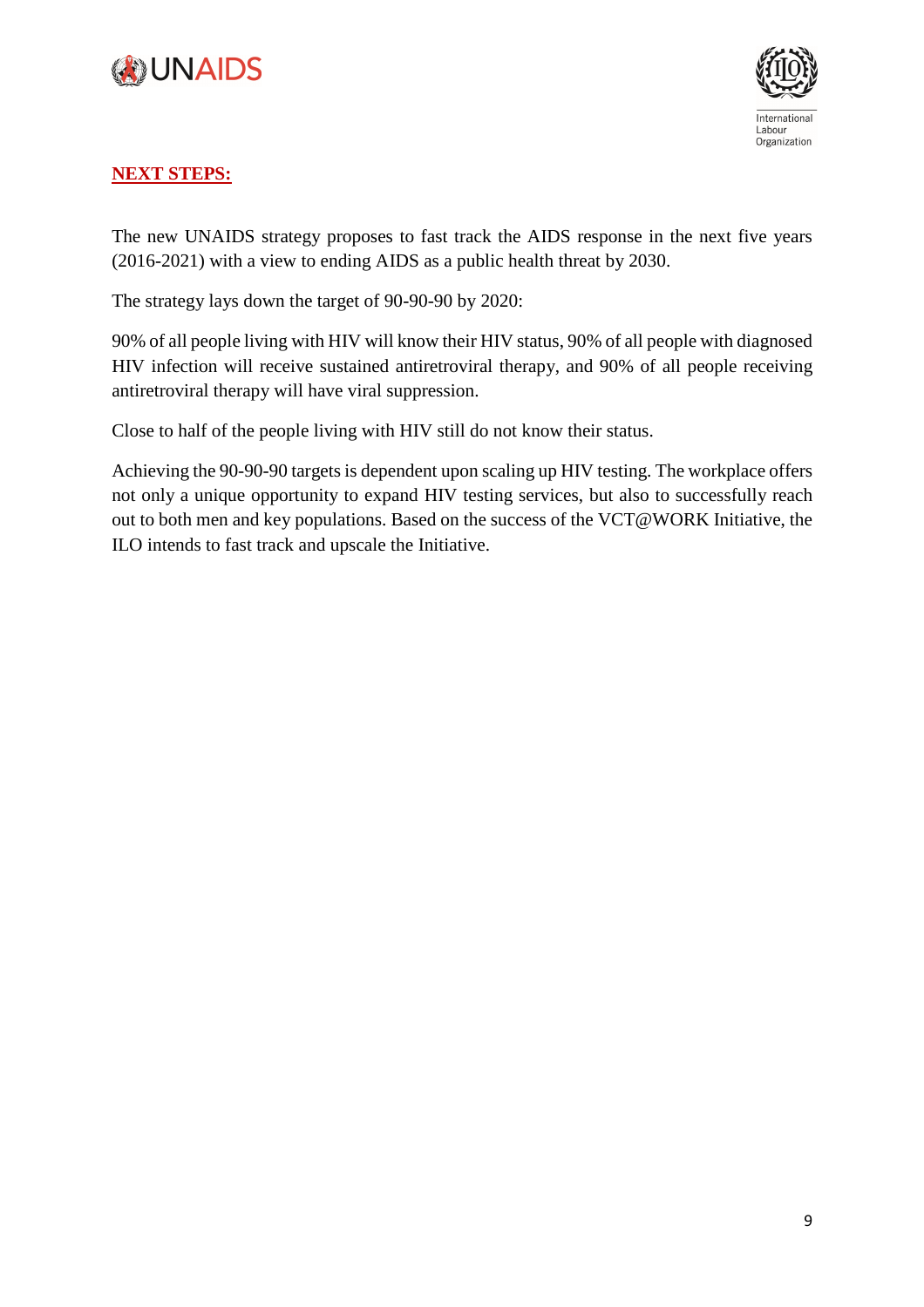## NEXT STEPS:

The new UNAIDS strategy proposes to fast track the AIDS response in the next five years (2016-2021) with a view to ending AIDS as a public health threat by 2030.

The strategy lays down the target of 90-90-90 by 2020:

90% of all people living with HIV will know their HIV status, 90% of all people with diagnosed HIV infection will receive sustained antiretroviral therapy, and 90% of all people receiving antiretroviral therapy will have viral suppression.

Close to half of the people living with HIV still do not know their status.

Achieving the 90-90-90 targets is dependent upon scaling up HIV testing. The workplace offers not only a unique opportunity to expand HIV testing services, but also to successfully reach out to both men and key populations. Based on the success of the VCT@WORK Initiative, the ILO intends to fast track and upscale the Initiative.